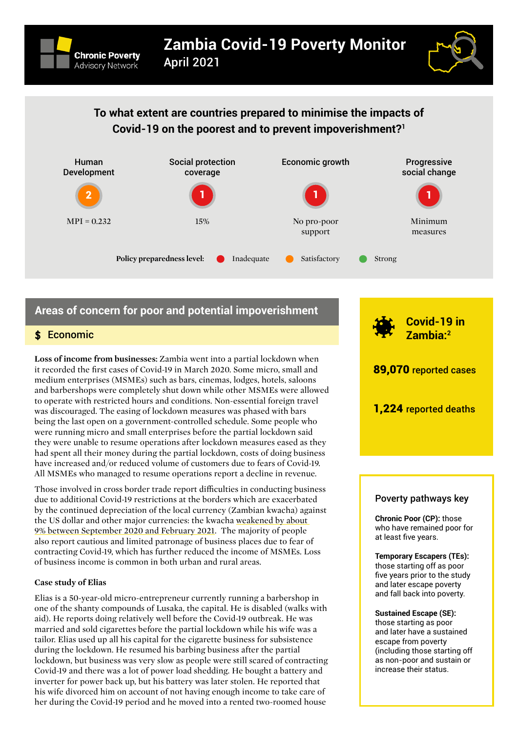# Zambia Covid-19 Poverty Monitor

April 2021

Chronic Poverty Advisory Network

## To what extent are countries prepared to minimise the impacts of Covid-19 on the poorest and to prevent impoverishment?[1]

| Human Development | Social protection coverage | Economic growth | Progressive social change |
|---|---|---|---|
| 2 | 1 | 1 | 1 |
| MPI = 0.232 | 15% | No pro-poor support | Minimum measures |

**Policy preparedness level:** Inadequate (red) · Satisfactory (orange) · Strong (green)

## Areas of concern for poor and potential impoverishment

### $ Economic

**Loss of income from businesses:** Zambia went into a partial lockdown when it recorded the first cases of Covid-19 in March 2020. Some micro, small and medium enterprises (MSMEs) such as bars, cinemas, lodges, hotels, saloons and barbershops were completely shut down while other MSMEs were allowed to operate with restricted hours and conditions. Non-essential foreign travel was discouraged. The easing of lockdown measures was phased with bars being the last open on a government-controlled schedule. Some people who were running micro and small enterprises before the partial lockdown said they were unable to resume operations after lockdown measures eased as they had spent all their money during the partial lockdown, costs of doing business have increased and/or reduced volume of customers due to fears of Covid-19. All MSMEs who managed to resume operations report a decline in revenue.

Those involved in cross border trade report difficulties in conducting business due to additional Covid-19 restrictions at the borders which are exacerbated by the continued depreciation of the local currency (Zambian kwacha) against the US dollar and other major currencies: the kwacha weakened by about 9% between September 2020 and February 2021. The majority of people also report cautious and limited patronage of business places due to fear of contracting Covid-19, which has further reduced the income of MSMEs. Loss of business income is common in both urban and rural areas.

**Case study of Elias**

Elias is a 50-year-old micro-entrepreneur currently running a barbershop in one of the shanty compounds of Lusaka, the capital. He is disabled (walks with aid). He reports doing relatively well before the Covid-19 outbreak. He was married and sold cigarettes before the partial lockdown while his wife was a tailor. Elias used up all his capital for the cigarette business for subsistence during the lockdown. He resumed his barbing business after the partial lockdown, but business was very slow as people were still scared of contracting Covid-19 and there was a lot of power load shedding. He bought a battery and inverter for power back up, but his battery was later stolen. He reported that his wife divorced him on account of not having enough income to take care of her during the Covid-19 period and he moved into a rented two-roomed house

### Covid-19 in Zambia:[2]

**89,070** reported cases

**1,224** reported deaths

### Poverty pathways key

**Chronic Poor (CP):** those who have remained poor for at least five years.

**Temporary Escapers (TEs):** those starting off as poor five years prior to the study and later escape poverty and fall back into poverty.

**Sustained Escape (SE):** those starting as poor and later have a sustained escape from poverty (including those starting off as non-poor and sustain or increase their status.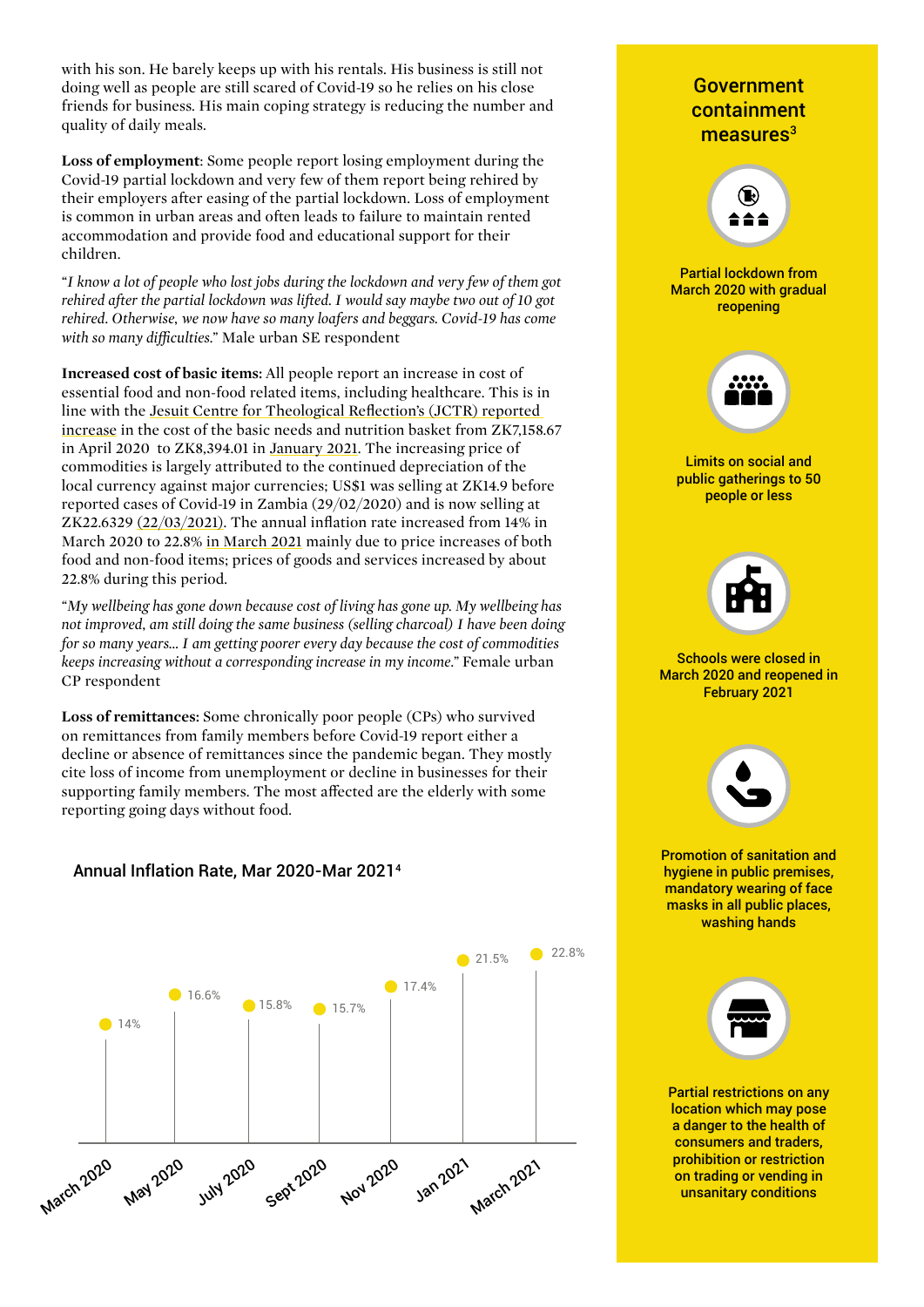with his son. He barely keeps up with his rentals. His business is still not doing well as people are still scared of Covid-19 so he relies on his close friends for business. His main coping strategy is reducing the number and quality of daily meals.

**Loss of employment**: Some people report losing employment during the Covid-19 partial lockdown and very few of them report being rehired by their employers after easing of the partial lockdown. Loss of employment is common in urban areas and often leads to failure to maintain rented accommodation and provide food and educational support for their children.

"*I know a lot of people who lost jobs during the lockdown and very few of them got rehired after the partial lockdown was lifted. I would say maybe two out of 10 got rehired. Otherwise, we now have so many loafers and beggars. Covid-19 has come with so many difficulties.*" Male urban SE respondent

**Increased cost of basic items:** All people report an increase in cost of essential food and non-food related items, including healthcare. This is in line with the Jesuit Centre for Theological Reflection's (JCTR) reported increase in the cost of the basic needs and nutrition basket from ZK7,158.67 in April 2020 to ZK8,394.01 in January 2021. The increasing price of commodities is largely attributed to the continued depreciation of the local currency against major currencies; US$1 was selling at ZK14.9 before reported cases of Covid-19 in Zambia (29/02/2020) and is now selling at ZK22.6329 (22/03/2021). The annual inflation rate increased from 14% in March 2020 to 22.8% in March 2021 mainly due to price increases of both food and non-food items; prices of goods and services increased by about 22.8% during this period.

"*My wellbeing has gone down because cost of living has gone up. My wellbeing has not improved, am still doing the same business (selling charcoal) I have been doing for so many years... I am getting poorer every day because the cost of commodities keeps increasing without a corresponding increase in my income.*" Female urban CP respondent

**Loss of remittances:** Some chronically poor people (CPs) who survived on remittances from family members before Covid-19 report either a decline or absence of remittances since the pandemic began. They mostly cite loss of income from unemployment or decline in businesses for their supporting family members. The most affected are the elderly with some reporting going days without food.

### Annual Inflation Rate, Mar 2020-Mar 2021[4]

| Month | Annual Inflation Rate |
|---|---|
| March 2020 | 14% |
| May 2020 | 16.6% |
| July 2020 | 15.8% |
| Sept 2020 | 15.7% |
| Nov 2020 | 17.4% |
| Jan 2021 | 21.5% |
| March 2021 | 22.8% |

## Government containment measures[3]

- Partial lockdown from March 2020 with gradual reopening
- Limits on social and public gatherings to 50 people or less
- Schools were closed in March 2020 and reopened in February 2021
- Promotion of sanitation and hygiene in public premises, mandatory wearing of face masks in all public places, washing hands
- Partial restrictions on any location which may pose a danger to the health of consumers and traders, prohibition or restriction on trading or vending in unsanitary conditions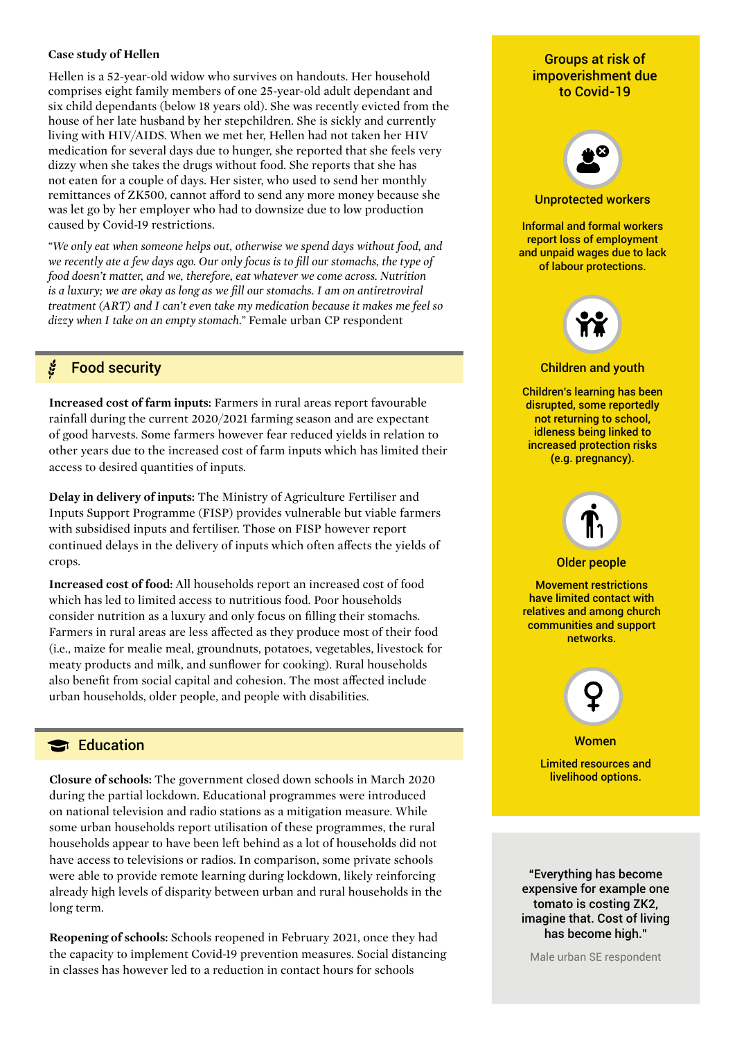**Case study of Hellen**

Hellen is a 52-year-old widow who survives on handouts. Her household comprises eight family members of one 25-year-old adult dependant and six child dependants (below 18 years old). She was recently evicted from the house of her late husband by her stepchildren. She is sickly and currently living with HIV/AIDS. When we met her, Hellen had not taken her HIV medication for several days due to hunger, she reported that she feels very dizzy when she takes the drugs without food. She reports that she has not eaten for a couple of days. Her sister, who used to send her monthly remittances of ZK500, cannot afford to send any more money because she was let go by her employer who had to downsize due to low production caused by Covid-19 restrictions.

"*We only eat when someone helps out, otherwise we spend days without food, and we recently ate a few days ago. Our only focus is to fill our stomachs, the type of food doesn't matter, and we, therefore, eat whatever we come across. Nutrition is a luxury; we are okay as long as we fill our stomachs. I am on antiretroviral treatment (ART) and I can't even take my medication because it makes me feel so dizzy when I take on an empty stomach.*" Female urban CP respondent

## Food security

**Increased cost of farm inputs:** Farmers in rural areas report favourable rainfall during the current 2020/2021 farming season and are expectant of good harvests. Some farmers however fear reduced yields in relation to other years due to the increased cost of farm inputs which has limited their access to desired quantities of inputs.

**Delay in delivery of inputs:** The Ministry of Agriculture Fertiliser and Inputs Support Programme (FISP) provides vulnerable but viable farmers with subsidised inputs and fertiliser. Those on FISP however report continued delays in the delivery of inputs which often affects the yields of crops.

**Increased cost of food:** All households report an increased cost of food which has led to limited access to nutritious food. Poor households consider nutrition as a luxury and only focus on filling their stomachs. Farmers in rural areas are less affected as they produce most of their food (i.e., maize for mealie meal, groundnuts, potatoes, vegetables, livestock for meaty products and milk, and sunflower for cooking). Rural households also benefit from social capital and cohesion. The most affected include urban households, older people, and people with disabilities.

## Education

**Closure of schools:** The government closed down schools in March 2020 during the partial lockdown. Educational programmes were introduced on national television and radio stations as a mitigation measure. While some urban households report utilisation of these programmes, the rural households appear to have been left behind as a lot of households did not have access to televisions or radios. In comparison, some private schools were able to provide remote learning during lockdown, likely reinforcing already high levels of disparity between urban and rural households in the long term.

**Reopening of schools:** Schools reopened in February 2021, once they had the capacity to implement Covid-19 prevention measures. Social distancing in classes has however led to a reduction in contact hours for schools

### Groups at risk of impoverishment due to Covid-19

**Unprotected workers**

Informal and formal workers report loss of employment and unpaid wages due to lack of labour protections.

**Children and youth**

Children's learning has been disrupted, some reportedly not returning to school, idleness being linked to increased protection risks (e.g. pregnancy).

**Older people**

Movement restrictions have limited contact with relatives and among church communities and support networks.

**Women**

Limited resources and livelihood options.

"Everything has become expensive for example one tomato is costing ZK2, imagine that. Cost of living has become high."

Male urban SE respondent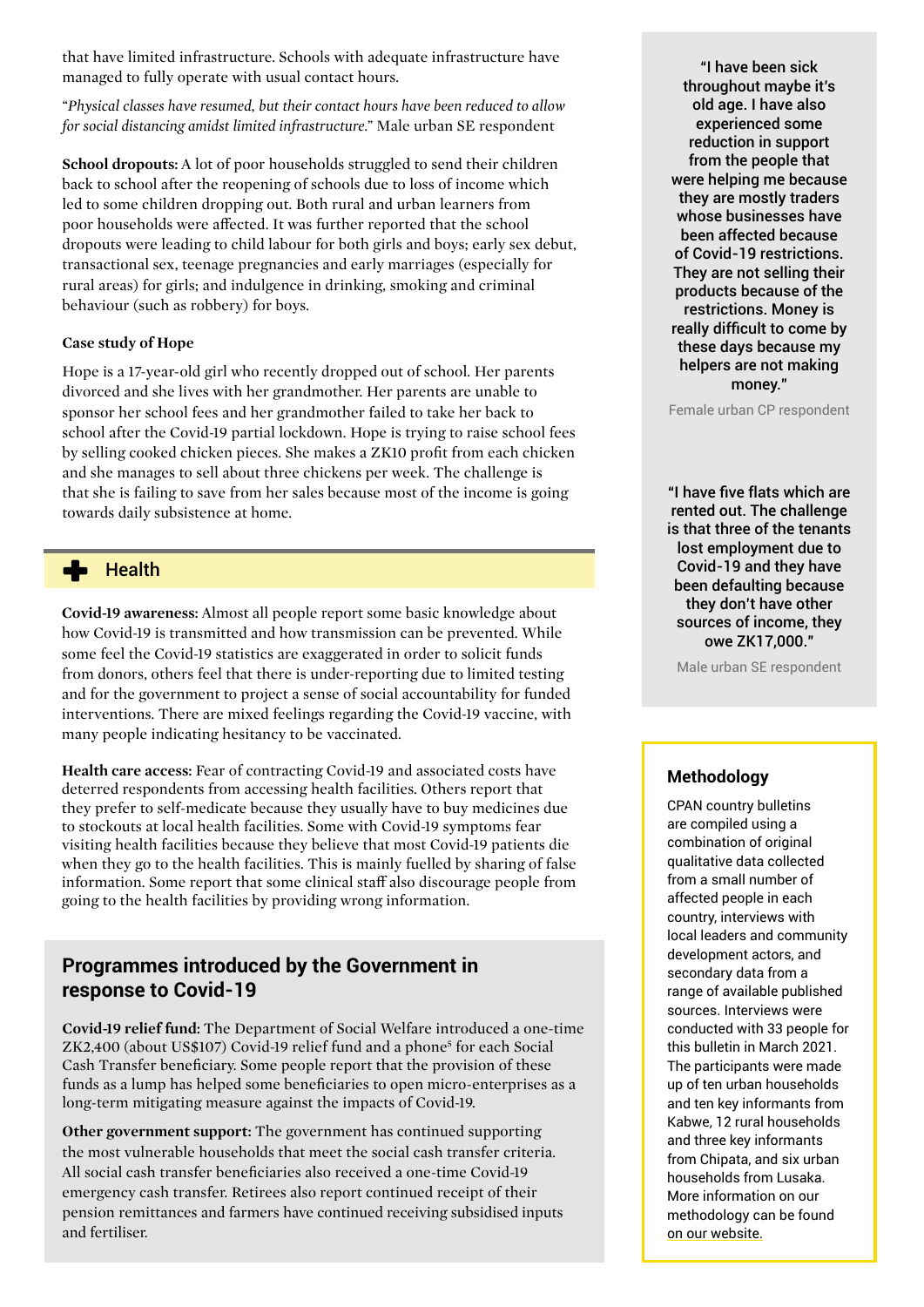that have limited infrastructure. Schools with adequate infrastructure have managed to fully operate with usual contact hours.

"*Physical classes have resumed, but their contact hours have been reduced to allow for social distancing amidst limited infrastructure.*" Male urban SE respondent

**School dropouts:** A lot of poor households struggled to send their children back to school after the reopening of schools due to loss of income which led to some children dropping out. Both rural and urban learners from poor households were affected. It was further reported that the school dropouts were leading to child labour for both girls and boys; early sex debut, transactional sex, teenage pregnancies and early marriages (especially for rural areas) for girls; and indulgence in drinking, smoking and criminal behaviour (such as robbery) for boys.

**Case study of Hope**

Hope is a 17-year-old girl who recently dropped out of school. Her parents divorced and she lives with her grandmother. Her parents are unable to sponsor her school fees and her grandmother failed to take her back to school after the Covid-19 partial lockdown. Hope is trying to raise school fees by selling cooked chicken pieces. She makes a ZK10 profit from each chicken and she manages to sell about three chickens per week. The challenge is that she is failing to save from her sales because most of the income is going towards daily subsistence at home.

## Health

**Covid-19 awareness:** Almost all people report some basic knowledge about how Covid-19 is transmitted and how transmission can be prevented. While some feel the Covid-19 statistics are exaggerated in order to solicit funds from donors, others feel that there is under-reporting due to limited testing and for the government to project a sense of social accountability for funded interventions. There are mixed feelings regarding the Covid-19 vaccine, with many people indicating hesitancy to be vaccinated.

**Health care access:** Fear of contracting Covid-19 and associated costs have deterred respondents from accessing health facilities. Others report that they prefer to self-medicate because they usually have to buy medicines due to stockouts at local health facilities. Some with Covid-19 symptoms fear visiting health facilities because they believe that most Covid-19 patients die when they go to the health facilities. This is mainly fuelled by sharing of false information. Some report that some clinical staff also discourage people from going to the health facilities by providing wrong information.

## Programmes introduced by the Government in response to Covid-19

**Covid-19 relief fund:** The Department of Social Welfare introduced a one-time ZK2,400 (about US$107) Covid-19 relief fund and a phone[5] for each Social Cash Transfer beneficiary. Some people report that the provision of these funds as a lump has helped some beneficiaries to open micro-enterprises as a long-term mitigating measure against the impacts of Covid-19.

**Other government support:** The government has continued supporting the most vulnerable households that meet the social cash transfer criteria. All social cash transfer beneficiaries also received a one-time Covid-19 emergency cash transfer. Retirees also report continued receipt of their pension remittances and farmers have continued receiving subsidised inputs and fertiliser.

"I have been sick throughout maybe it's old age. I have also experienced some reduction in support from the people that were helping me because they are mostly traders whose businesses have been affected because of Covid-19 restrictions. They are not selling their products because of the restrictions. Money is really difficult to come by these days because my helpers are not making money."

Female urban CP respondent

"I have five flats which are rented out. The challenge is that three of the tenants lost employment due to Covid-19 and they have been defaulting because they don't have other sources of income, they owe ZK17,000."

Male urban SE respondent

### Methodology

CPAN country bulletins are compiled using a combination of original qualitative data collected from a small number of affected people in each country, interviews with local leaders and community development actors, and secondary data from a range of available published sources. Interviews were conducted with 33 people for this bulletin in March 2021. The participants were made up of ten urban households and ten key informants from Kabwe, 12 rural households and three key informants from Chipata, and six urban households from Lusaka. More information on our methodology can be found on our website.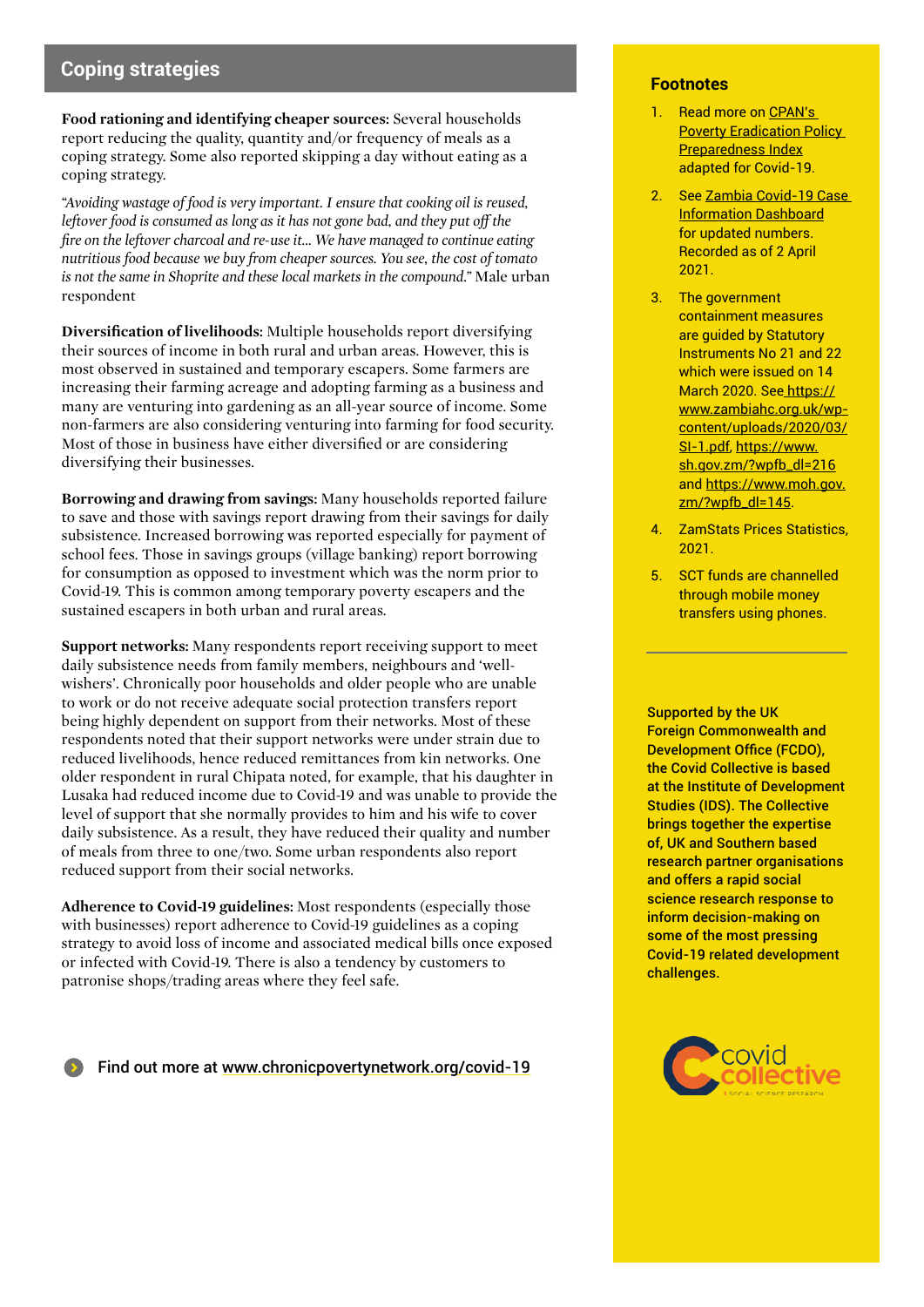## Coping strategies

**Food rationing and identifying cheaper sources:** Several households report reducing the quality, quantity and/or frequency of meals as a coping strategy. Some also reported skipping a day without eating as a coping strategy.

*"Avoiding wastage of food is very important. I ensure that cooking oil is reused, leftover food is consumed as long as it has not gone bad, and they put off the fire on the leftover charcoal and re-use it... We have managed to continue eating nutritious food because we buy from cheaper sources. You see, the cost of tomato is not the same in Shoprite and these local markets in the compound."* Male urban respondent

**Diversification of livelihoods:** Multiple households report diversifying their sources of income in both rural and urban areas. However, this is most observed in sustained and temporary escapers. Some farmers are increasing their farming acreage and adopting farming as a business and many are venturing into gardening as an all-year source of income. Some non-farmers are also considering venturing into farming for food security. Most of those in business have either diversified or are considering diversifying their businesses.

**Borrowing and drawing from savings:** Many households reported failure to save and those with savings report drawing from their savings for daily subsistence. Increased borrowing was reported especially for payment of school fees. Those in savings groups (village banking) report borrowing for consumption as opposed to investment which was the norm prior to Covid-19. This is common among temporary poverty escapers and the sustained escapers in both urban and rural areas.

**Support networks:** Many respondents report receiving support to meet daily subsistence needs from family members, neighbours and 'well-wishers'. Chronically poor households and older people who are unable to work or do not receive adequate social protection transfers report being highly dependent on support from their networks. Most of these respondents noted that their support networks were under strain due to reduced livelihoods, hence reduced remittances from kin networks. One older respondent in rural Chipata noted, for example, that his daughter in Lusaka had reduced income due to Covid-19 and was unable to provide the level of support that she normally provides to him and his wife to cover daily subsistence. As a result, they have reduced their quality and number of meals from three to one/two. Some urban respondents also report reduced support from their social networks.

**Adherence to Covid-19 guidelines:** Most respondents (especially those with businesses) report adherence to Covid-19 guidelines as a coping strategy to avoid loss of income and associated medical bills once exposed or infected with Covid-19. There is also a tendency by customers to patronise shops/trading areas where they feel safe.

Find out more at www.chronicpovertynetwork.org/covid-19

### Footnotes

1. Read more on CPAN's Poverty Eradication Policy Preparedness Index adapted for Covid-19.
2. See Zambia Covid-19 Case Information Dashboard for updated numbers. Recorded as of 2 April 2021.
3. The government containment measures are guided by Statutory Instruments No 21 and 22 which were issued on 14 March 2020. See https://www.zambiahc.org.uk/wp-content/uploads/2020/03/SI-1.pdf, https://www.sh.gov.zm/?wpfb_dl=216 and https://www.moh.gov.zm/?wpfb_dl=145.
4. ZamStats Prices Statistics, 2021.
5. SCT funds are channelled through mobile money transfers using phones.

**Supported by the UK Foreign Commonwealth and Development Office (FCDO), the Covid Collective is based at the Institute of Development Studies (IDS). The Collective brings together the expertise of, UK and Southern based research partner organisations and offers a rapid social science research response to inform decision-making on some of the most pressing Covid-19 related development challenges.**

covid collective
SOCIAL SCIENCE RESEARCH